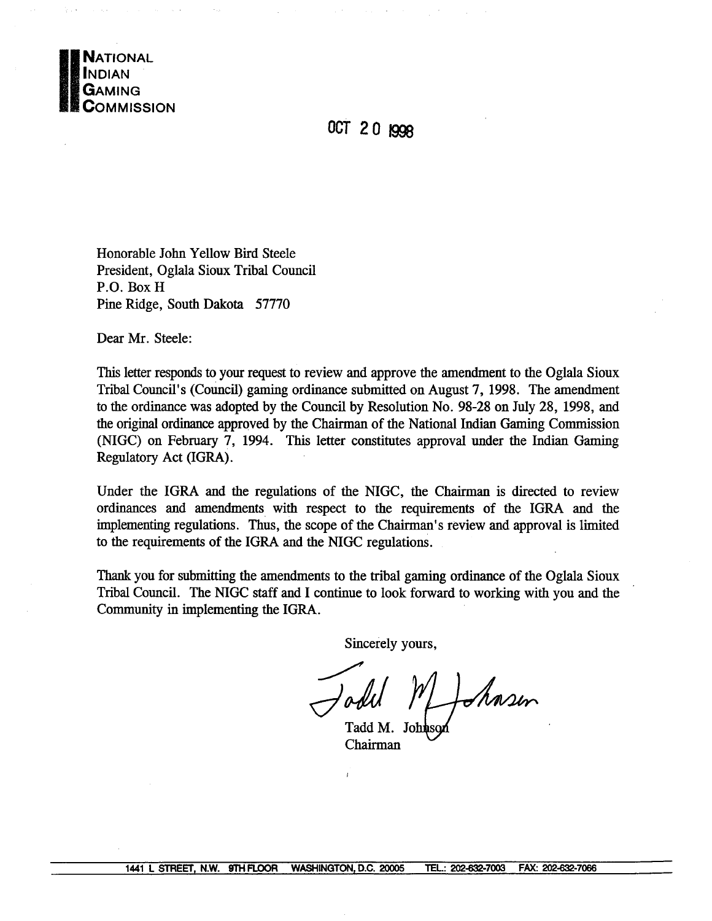**NATIONAL INDIAN GAMING COMMISSION**

OCT 20 1998

Honorable John Yellow Bird Steele
President, Oglala Sioux Tribal Council
P.O. Box H
Pine Ridge, South Dakota 57770

Dear Mr. Steele:

This letter responds to your request to review and approve the amendment to the Oglala Sioux Tribal Council's (Council) gaming ordinance submitted on August 7, 1998. The amendment to the ordinance was adopted by the Council by Resolution No. 98-28 on July 28, 1998, and the original ordinance approved by the Chairman of the National Indian Gaming Commission (NIGC) on February 7, 1994. This letter constitutes approval under the Indian Gaming Regulatory Act (IGRA).

Under the IGRA and the regulations of the NIGC, the Chairman is directed to review ordinances and amendments with respect to the requirements of the IGRA and the implementing regulations. Thus, the scope of the Chairman's review and approval is limited to the requirements of the IGRA and the NIGC regulations.

Thank you for submitting the amendments to the tribal gaming ordinance of the Oglala Sioux Tribal Council. The NIGC staff and I continue to look forward to working with you and the Community in implementing the IGRA.

Sincerely yours,

Tadd M. Johnson
Chairman

1441 L STREET, N.W. 9TH FLOOR WASHINGTON, D.C. 20005 TEL.: 202-632-7003 FAX: 202-632-7066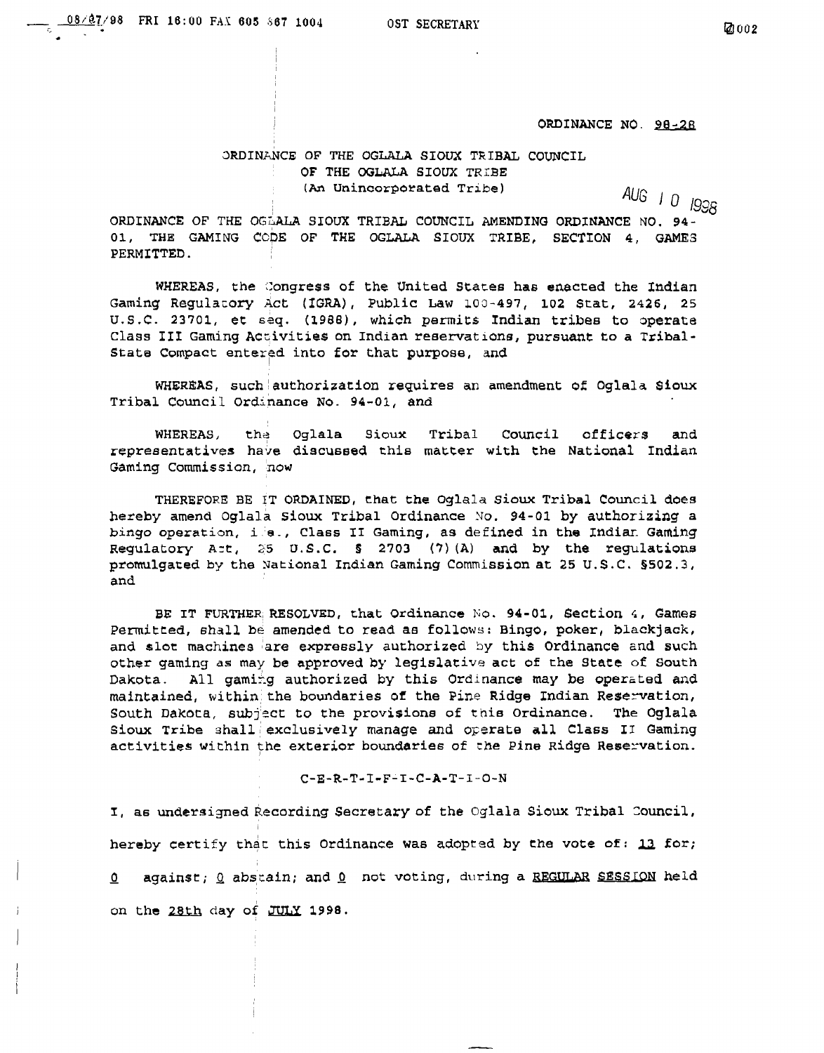ORDINANCE NO. 98-28

ORDINANCE OF THE OGLALA SIOUX TRIBAL COUNCIL
OF THE OGLALA SIOUX TRIBE
(An Unincorporated Tribe)

AUG 10 1998

ORDINANCE OF THE OGLALA SIOUX TRIBAL COUNCIL AMENDING ORDINANCE NO. 94-01, THE GAMING CODE OF THE OGLALA SIOUX TRIBE, SECTION 4, GAMES PERMITTED.

WHEREAS, the Congress of the United States has enacted the Indian Gaming Regulatory Act (IGRA), Public Law 100-497, 102 Stat, 2426, 25 U.S.C. 23701, et seq. (1988), which permits Indian tribes to operate Class III Gaming Activities on Indian reservations, pursuant to a Tribal-State Compact entered into for that purpose, and

WHEREAS, such authorization requires an amendment of Oglala Sioux Tribal Council Ordinance No. 94-01, and

WHEREAS, the Oglala Sioux Tribal Council officers and representatives have discussed this matter with the National Indian Gaming Commission, now

THEREFORE BE IT ORDAINED, that the Oglala Sioux Tribal Council does hereby amend Oglala Sioux Tribal Ordinance No. 94-01 by authorizing a bingo operation, i.e., Class II Gaming, as defined in the Indian Gaming Regulatory Act, 25 U.S.C. § 2703 (7)(A) and by the regulations promulgated by the National Indian Gaming Commission at 25 U.S.C. §502.3, and

BE IT FURTHER RESOLVED, that Ordinance No. 94-01, Section 4, Games Permitted, shall be amended to read as follows: Bingo, poker, blackjack, and slot machines are expressly authorized by this Ordinance and such other gaming as may be approved by legislative act of the State of South Dakota. All gaming authorized by this Ordinance may be operated and maintained, within the boundaries of the Pine Ridge Indian Reservation, South Dakota, subject to the provisions of this Ordinance. The Oglala Sioux Tribe shall exclusively manage and operate all Class II Gaming activities within the exterior boundaries of the Pine Ridge Reservation.

C-E-R-T-I-F-I-C-A-T-I-O-N

I, as undersigned Recording Secretary of the Oglala Sioux Tribal Council, hereby certify that this Ordinance was adopted by the vote of: 13 for; 0 against; 0 abstain; and 0 not voting, during a REGULAR SESSION held on the 28th day of JULY 1998.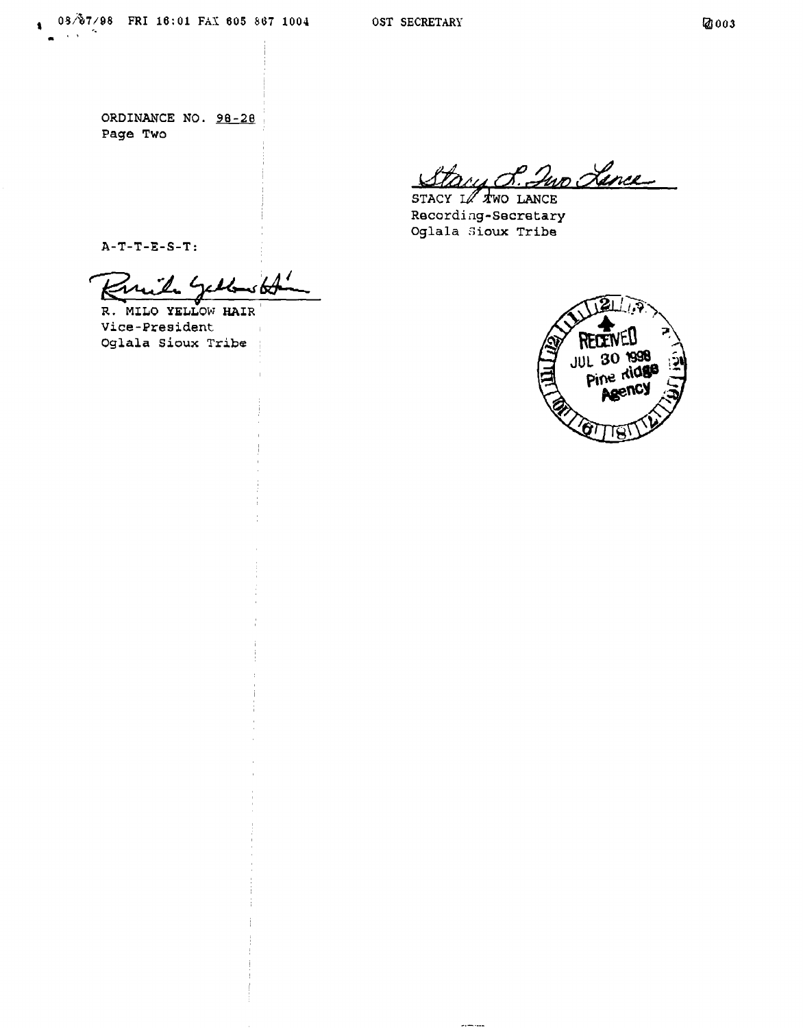ORDINANCE NO. 98-28
Page Two

STACY L. TWO LANCE
Recording-Secretary
Oglala Sioux Tribe

A-T-T-E-S-T:

R. MILO YELLOW HAIR
Vice-President
Oglala Sioux Tribe

RECEIVED
JUL 30 1998
Pine Ridge
Agency